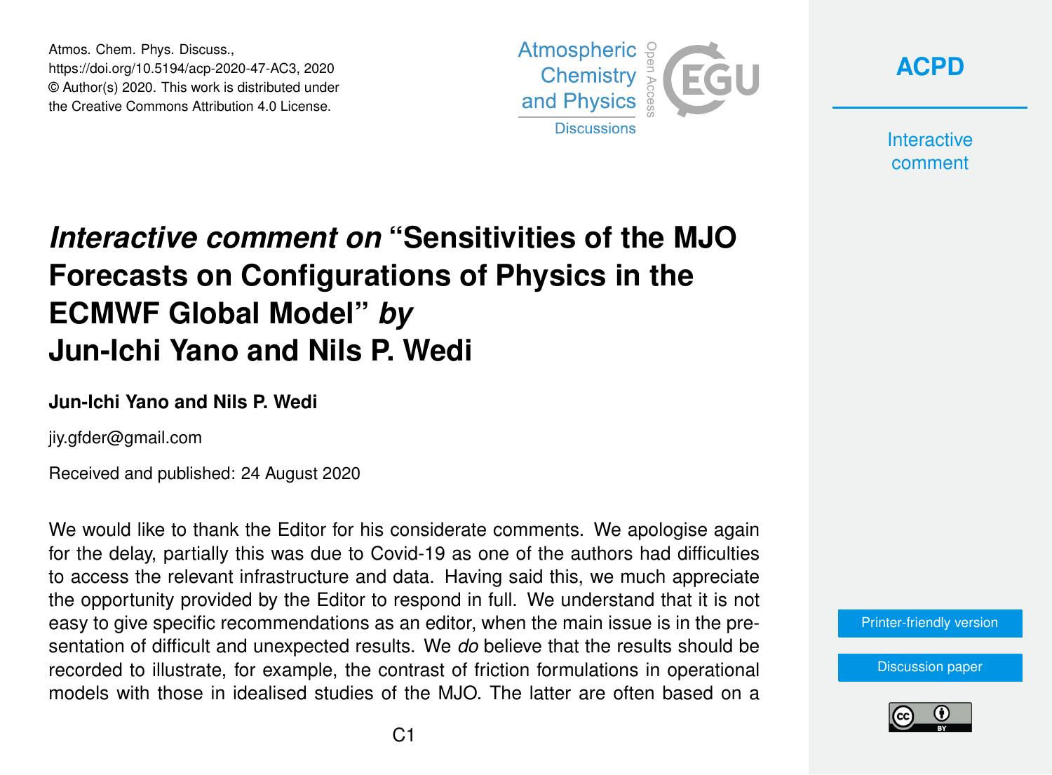Atmos. Chem. Phys. Discuss.,
https://doi.org/10.5194/acp-2020-47-AC3, 2020
© Author(s) 2020. This work is distributed under
the Creative Commons Attribution 4.0 License.

# *Interactive comment on* "Sensitivities of the MJO Forecasts on Configurations of Physics in the ECMWF Global Model" *by* Jun-Ichi Yano and Nils P. Wedi

**Jun-Ichi Yano and Nils P. Wedi**

jiy.gfder@gmail.com

Received and published: 24 August 2020

We would like to thank the Editor for his considerate comments. We apologise again for the delay, partially this was due to Covid-19 as one of the authors had difficulties to access the relevant infrastructure and data. Having said this, we much appreciate the opportunity provided by the Editor to respond in full. We understand that it is not easy to give specific recommendations as an editor, when the main issue is in the presentation of difficult and unexpected results. We *do* believe that the results should be recorded to illustrate, for example, the contrast of friction formulations in operational models with those in idealised studies of the MJO. The latter are often based on a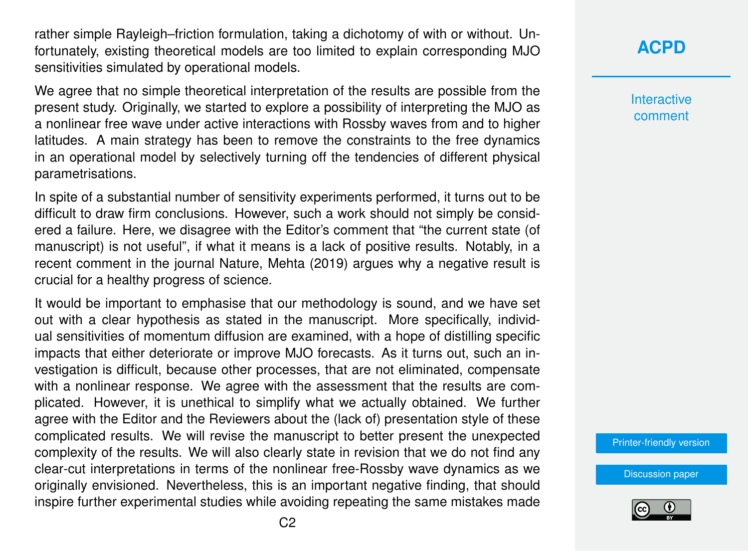rather simple Rayleigh–friction formulation, taking a dichotomy of with or without. Unfortunately, existing theoretical models are too limited to explain corresponding MJO sensitivities simulated by operational models.

We agree that no simple theoretical interpretation of the results are possible from the present study. Originally, we started to explore a possibility of interpreting the MJO as a nonlinear free wave under active interactions with Rossby waves from and to higher latitudes. A main strategy has been to remove the constraints to the free dynamics in an operational model by selectively turning off the tendencies of different physical parametrisations.

In spite of a substantial number of sensitivity experiments performed, it turns out to be difficult to draw firm conclusions. However, such a work should not simply be considered a failure. Here, we disagree with the Editor's comment that "the current state (of manuscript) is not useful", if what it means is a lack of positive results. Notably, in a recent comment in the journal Nature, Mehta (2019) argues why a negative result is crucial for a healthy progress of science.

It would be important to emphasise that our methodology is sound, and we have set out with a clear hypothesis as stated in the manuscript. More specifically, individual sensitivities of momentum diffusion are examined, with a hope of distilling specific impacts that either deteriorate or improve MJO forecasts. As it turns out, such an investigation is difficult, because other processes, that are not eliminated, compensate with a nonlinear response. We agree with the assessment that the results are complicated. However, it is unethical to simplify what we actually obtained. We further agree with the Editor and the Reviewers about the (lack of) presentation style of these complicated results. We will revise the manuscript to better present the unexpected complexity of the results. We will also clearly state in revision that we do not find any clear-cut interpretations in terms of the nonlinear free-Rossby wave dynamics as we originally envisioned. Nevertheless, this is an important negative finding, that should inspire further experimental studies while avoiding repeating the same mistakes made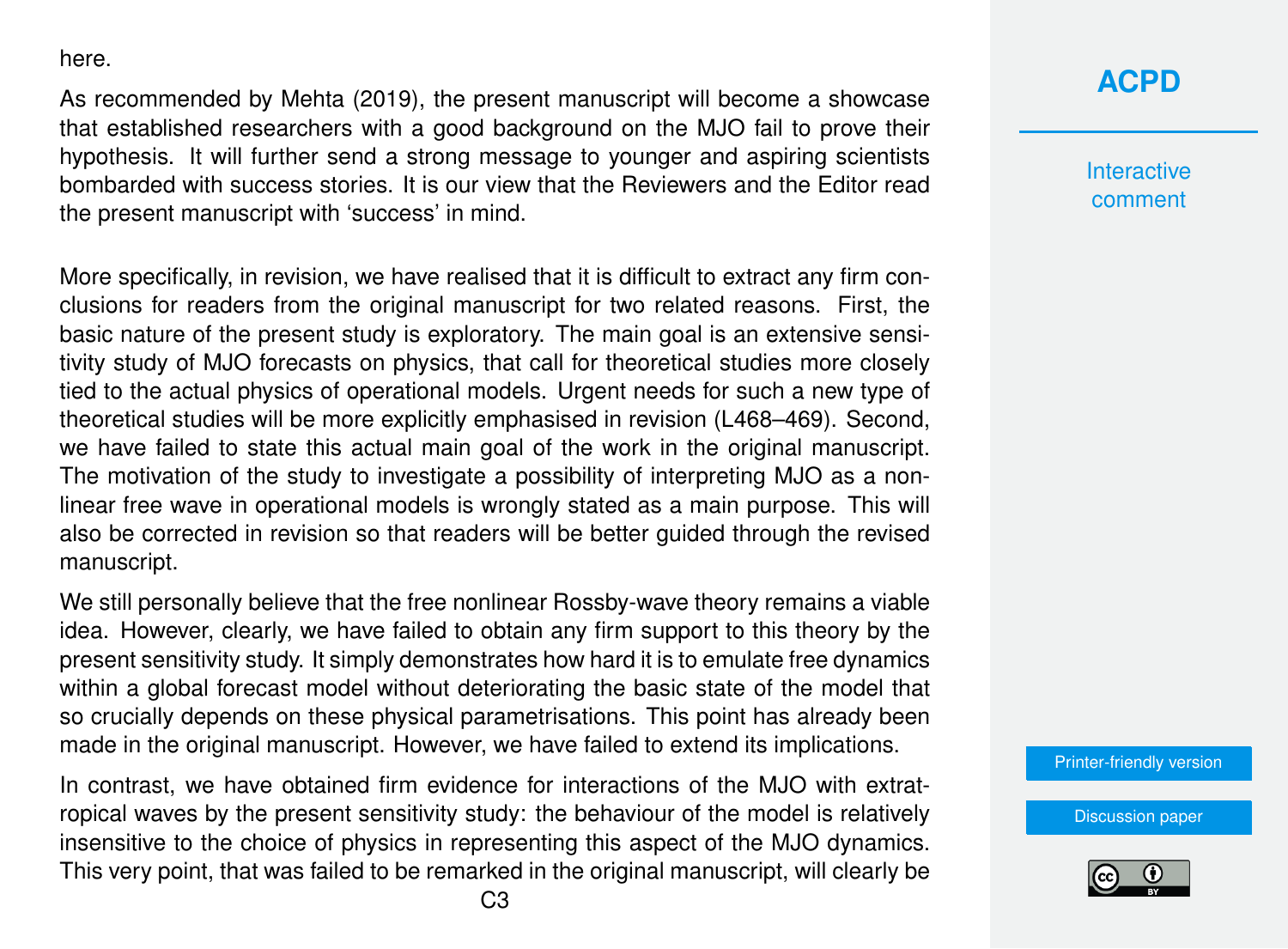here.

As recommended by Mehta (2019), the present manuscript will become a showcase that established researchers with a good background on the MJO fail to prove their hypothesis. It will further send a strong message to younger and aspiring scientists bombarded with success stories. It is our view that the Reviewers and the Editor read the present manuscript with 'success' in mind.

More specifically, in revision, we have realised that it is difficult to extract any firm conclusions for readers from the original manuscript for two related reasons. First, the basic nature of the present study is exploratory. The main goal is an extensive sensitivity study of MJO forecasts on physics, that call for theoretical studies more closely tied to the actual physics of operational models. Urgent needs for such a new type of theoretical studies will be more explicitly emphasised in revision (L468–469). Second, we have failed to state this actual main goal of the work in the original manuscript. The motivation of the study to investigate a possibility of interpreting MJO as a nonlinear free wave in operational models is wrongly stated as a main purpose. This will also be corrected in revision so that readers will be better guided through the revised manuscript.

We still personally believe that the free nonlinear Rossby-wave theory remains a viable idea. However, clearly, we have failed to obtain any firm support to this theory by the present sensitivity study. It simply demonstrates how hard it is to emulate free dynamics within a global forecast model without deteriorating the basic state of the model that so crucially depends on these physical parametrisations. This point has already been made in the original manuscript. However, we have failed to extend its implications.

In contrast, we have obtained firm evidence for interactions of the MJO with extratropical waves by the present sensitivity study: the behaviour of the model is relatively insensitive to the choice of physics in representing this aspect of the MJO dynamics. This very point, that was failed to be remarked in the original manuscript, will clearly be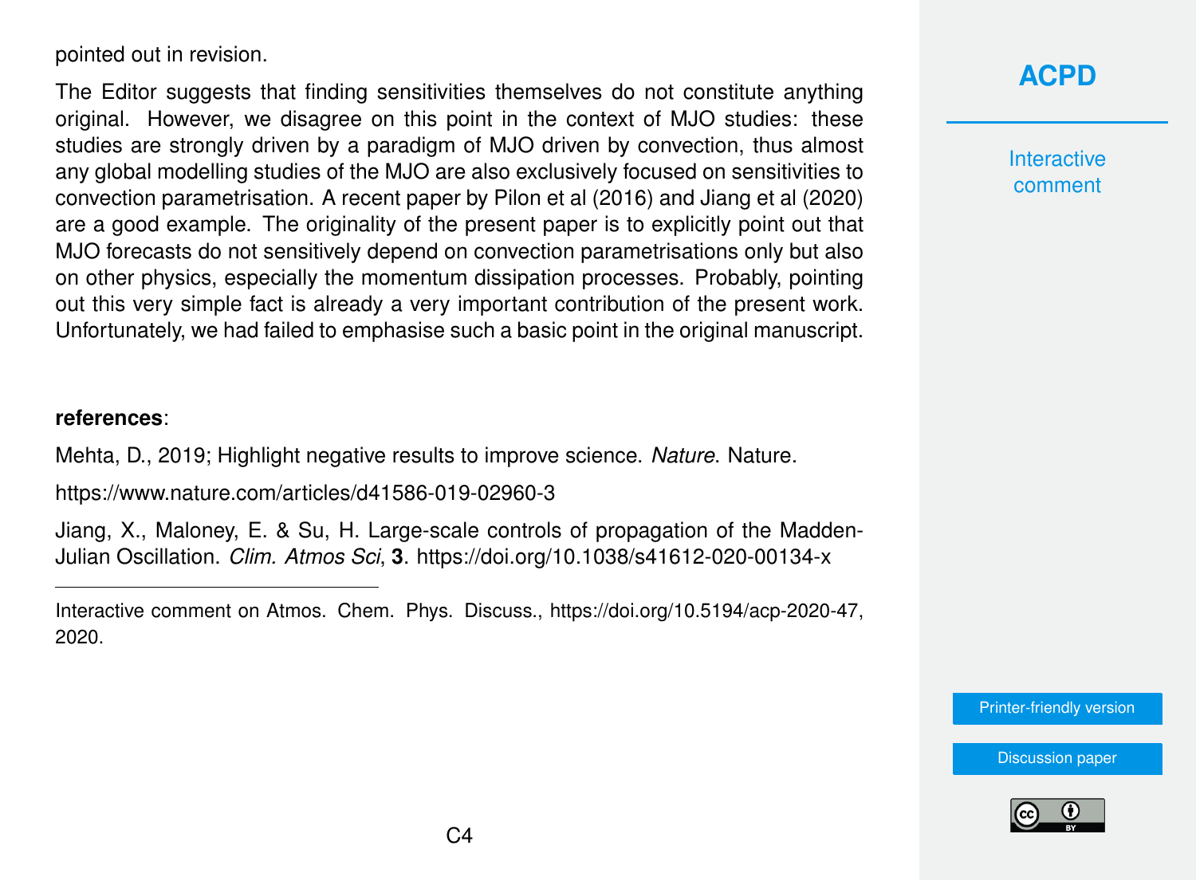pointed out in revision.

The Editor suggests that finding sensitivities themselves do not constitute anything original. However, we disagree on this point in the context of MJO studies: these studies are strongly driven by a paradigm of MJO driven by convection, thus almost any global modelling studies of the MJO are also exclusively focused on sensitivities to convection parametrisation. A recent paper by Pilon et al (2016) and Jiang et al (2020) are a good example. The originality of the present paper is to explicitly point out that MJO forecasts do not sensitively depend on convection parametrisations only but also on other physics, especially the momentum dissipation processes. Probably, pointing out this very simple fact is already a very important contribution of the present work. Unfortunately, we had failed to emphasise such a basic point in the original manuscript.

**references**:

Mehta, D., 2019; Highlight negative results to improve science. *Nature*. Nature.

https://www.nature.com/articles/d41586-019-02960-3

Jiang, X., Maloney, E. & Su, H. Large-scale controls of propagation of the Madden-Julian Oscillation. *Clim. Atmos Sci*, **3**. https://doi.org/10.1038/s41612-020-00134-x

---

Interactive comment on Atmos. Chem. Phys. Discuss., https://doi.org/10.5194/acp-2020-47, 2020.